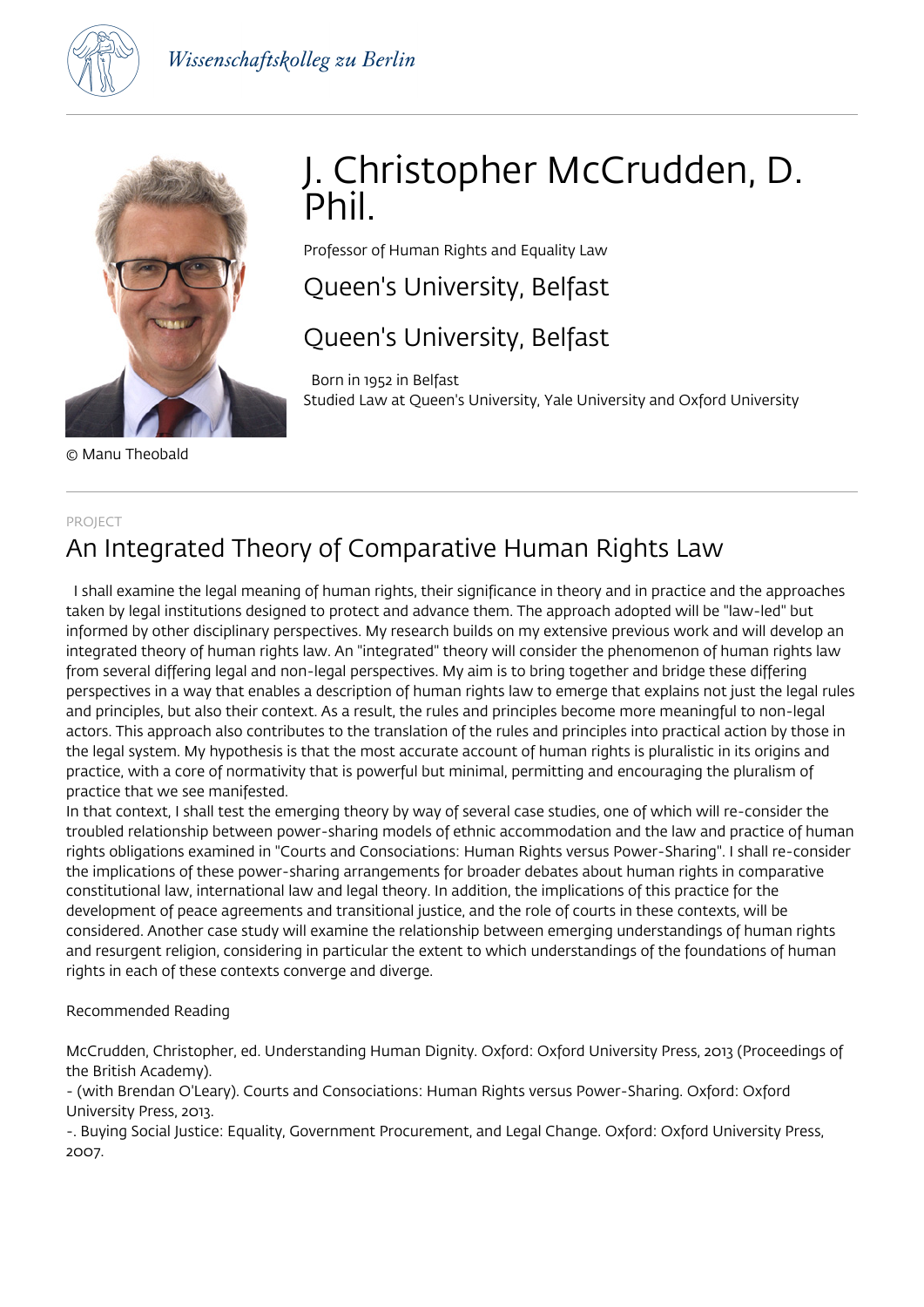*Wissenschaftskolleg zu Berlin*

© Manu Theobald

# J. Christopher McCrudden, D. Phil.

Professor of Human Rights and Equality Law

## Queen's University, Belfast

## Queen's University, Belfast

Born in 1952 in Belfast
Studied Law at Queen's University, Yale University and Oxford University

---

PROJECT

## An Integrated Theory of Comparative Human Rights Law

I shall examine the legal meaning of human rights, their significance in theory and in practice and the approaches taken by legal institutions designed to protect and advance them. The approach adopted will be "law-led" but informed by other disciplinary perspectives. My research builds on my extensive previous work and will develop an integrated theory of human rights law. An "integrated" theory will consider the phenomenon of human rights law from several differing legal and non-legal perspectives. My aim is to bring together and bridge these differing perspectives in a way that enables a description of human rights law to emerge that explains not just the legal rules and principles, but also their context. As a result, the rules and principles become more meaningful to non-legal actors. This approach also contributes to the translation of the rules and principles into practical action by those in the legal system. My hypothesis is that the most accurate account of human rights is pluralistic in its origins and practice, with a core of normativity that is powerful but minimal, permitting and encouraging the pluralism of practice that we see manifested.
In that context, I shall test the emerging theory by way of several case studies, one of which will re-consider the troubled relationship between power-sharing models of ethnic accommodation and the law and practice of human rights obligations examined in "Courts and Consociations: Human Rights versus Power-Sharing". I shall re-consider the implications of these power-sharing arrangements for broader debates about human rights in comparative constitutional law, international law and legal theory. In addition, the implications of this practice for the development of peace agreements and transitional justice, and the role of courts in these contexts, will be considered. Another case study will examine the relationship between emerging understandings of human rights and resurgent religion, considering in particular the extent to which understandings of the foundations of human rights in each of these contexts converge and diverge.

Recommended Reading

McCrudden, Christopher, ed. Understanding Human Dignity. Oxford: Oxford University Press, 2013 (Proceedings of the British Academy).
- (with Brendan O'Leary). Courts and Consociations: Human Rights versus Power-Sharing. Oxford: Oxford University Press, 2013.
-. Buying Social Justice: Equality, Government Procurement, and Legal Change. Oxford: Oxford University Press, 2007.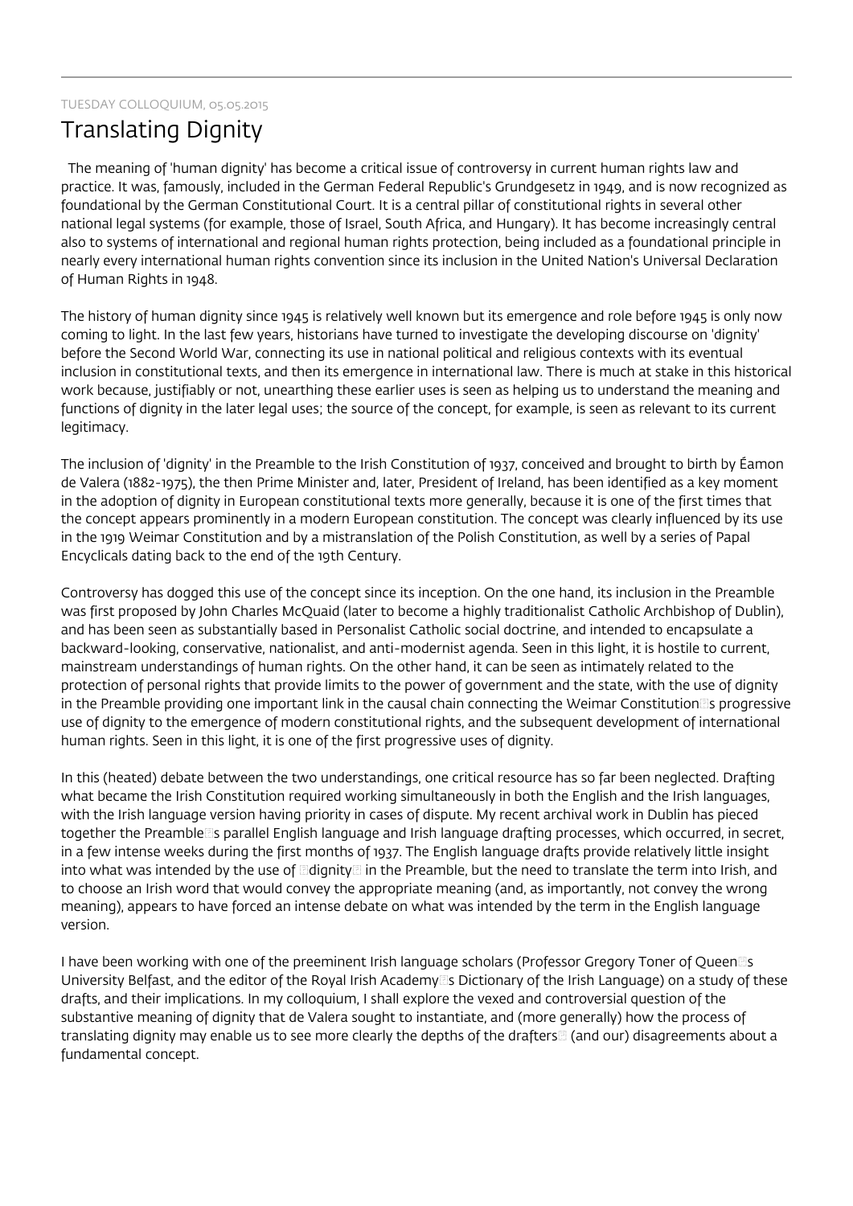TUESDAY COLLOQUIUM, 05.05.2015

# Translating Dignity

The meaning of 'human dignity' has become a critical issue of controversy in current human rights law and practice. It was, famously, included in the German Federal Republic's Grundgesetz in 1949, and is now recognized as foundational by the German Constitutional Court. It is a central pillar of constitutional rights in several other national legal systems (for example, those of Israel, South Africa, and Hungary). It has become increasingly central also to systems of international and regional human rights protection, being included as a foundational principle in nearly every international human rights convention since its inclusion in the United Nation's Universal Declaration of Human Rights in 1948.

The history of human dignity since 1945 is relatively well known but its emergence and role before 1945 is only now coming to light. In the last few years, historians have turned to investigate the developing discourse on 'dignity' before the Second World War, connecting its use in national political and religious contexts with its eventual inclusion in constitutional texts, and then its emergence in international law. There is much at stake in this historical work because, justifiably or not, unearthing these earlier uses is seen as helping us to understand the meaning and functions of dignity in the later legal uses; the source of the concept, for example, is seen as relevant to its current legitimacy.

The inclusion of 'dignity' in the Preamble to the Irish Constitution of 1937, conceived and brought to birth by Éamon de Valera (1882-1975), the then Prime Minister and, later, President of Ireland, has been identified as a key moment in the adoption of dignity in European constitutional texts more generally, because it is one of the first times that the concept appears prominently in a modern European constitution. The concept was clearly influenced by its use in the 1919 Weimar Constitution and by a mistranslation of the Polish Constitution, as well by a series of Papal Encyclicals dating back to the end of the 19th Century.

Controversy has dogged this use of the concept since its inception. On the one hand, its inclusion in the Preamble was first proposed by John Charles McQuaid (later to become a highly traditionalist Catholic Archbishop of Dublin), and has been seen as substantially based in Personalist Catholic social doctrine, and intended to encapsulate a backward-looking, conservative, nationalist, and anti-modernist agenda. Seen in this light, it is hostile to current, mainstream understandings of human rights. On the other hand, it can be seen as intimately related to the protection of personal rights that provide limits to the power of government and the state, with the use of dignity in the Preamble providing one important link in the causal chain connecting the Weimar Constitution's progressive use of dignity to the emergence of modern constitutional rights, and the subsequent development of international human rights. Seen in this light, it is one of the first progressive uses of dignity.

In this (heated) debate between the two understandings, one critical resource has so far been neglected. Drafting what became the Irish Constitution required working simultaneously in both the English and the Irish languages, with the Irish language version having priority in cases of dispute. My recent archival work in Dublin has pieced together the Preamble's parallel English language and Irish language drafting processes, which occurred, in secret, in a few intense weeks during the first months of 1937. The English language drafts provide relatively little insight into what was intended by the use of 'dignity' in the Preamble, but the need to translate the term into Irish, and to choose an Irish word that would convey the appropriate meaning (and, as importantly, not convey the wrong meaning), appears to have forced an intense debate on what was intended by the term in the English language version.

I have been working with one of the preeminent Irish language scholars (Professor Gregory Toner of Queen's University Belfast, and the editor of the Royal Irish Academy's Dictionary of the Irish Language) on a study of these drafts, and their implications. In my colloquium, I shall explore the vexed and controversial question of the substantive meaning of dignity that de Valera sought to instantiate, and (more generally) how the process of translating dignity may enable us to see more clearly the depths of the drafters' (and our) disagreements about a fundamental concept.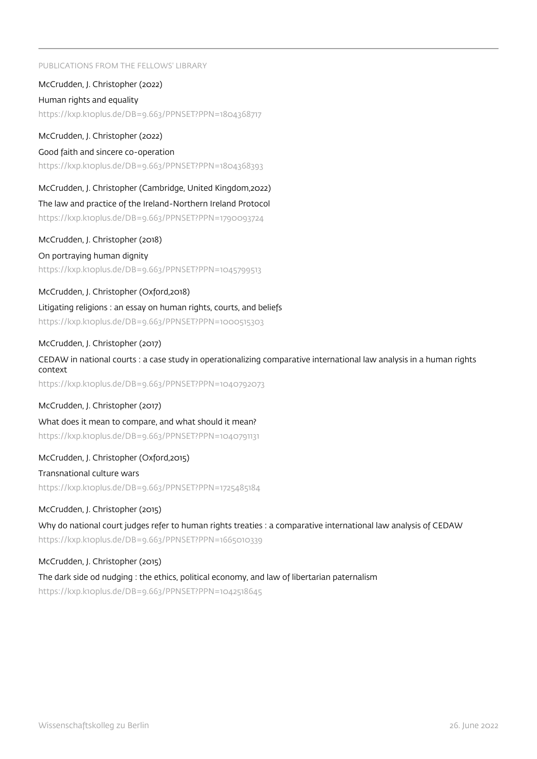PUBLICATIONS FROM THE FELLOWS' LIBRARY

McCrudden, J. Christopher (2022)

Human rights and equality

https://kxp.k10plus.de/DB=9.663/PPNSET?PPN=1804368717

McCrudden, J. Christopher (2022)

Good faith and sincere co-operation

https://kxp.k10plus.de/DB=9.663/PPNSET?PPN=1804368393

McCrudden, J. Christopher (Cambridge, United Kingdom,2022)

The law and practice of the Ireland-Northern Ireland Protocol

https://kxp.k10plus.de/DB=9.663/PPNSET?PPN=1790093724

McCrudden, J. Christopher (2018)

On portraying human dignity

https://kxp.k10plus.de/DB=9.663/PPNSET?PPN=1045799513

McCrudden, J. Christopher (Oxford,2018)

Litigating religions : an essay on human rights, courts, and beliefs

https://kxp.k10plus.de/DB=9.663/PPNSET?PPN=1000515303

McCrudden, J. Christopher (2017)

CEDAW in national courts : a case study in operationalizing comparative international law analysis in a human rights context

https://kxp.k10plus.de/DB=9.663/PPNSET?PPN=1040792073

McCrudden, J. Christopher (2017)

What does it mean to compare, and what should it mean?

https://kxp.k10plus.de/DB=9.663/PPNSET?PPN=1040791131

McCrudden, J. Christopher (Oxford,2015)

Transnational culture wars

https://kxp.k10plus.de/DB=9.663/PPNSET?PPN=1725485184

McCrudden, J. Christopher (2015)

Why do national court judges refer to human rights treaties : a comparative international law analysis of CEDAW

https://kxp.k10plus.de/DB=9.663/PPNSET?PPN=1665010339

McCrudden, J. Christopher (2015)

The dark side od nudging : the ethics, political economy, and law of libertarian paternalism

https://kxp.k10plus.de/DB=9.663/PPNSET?PPN=1042518645